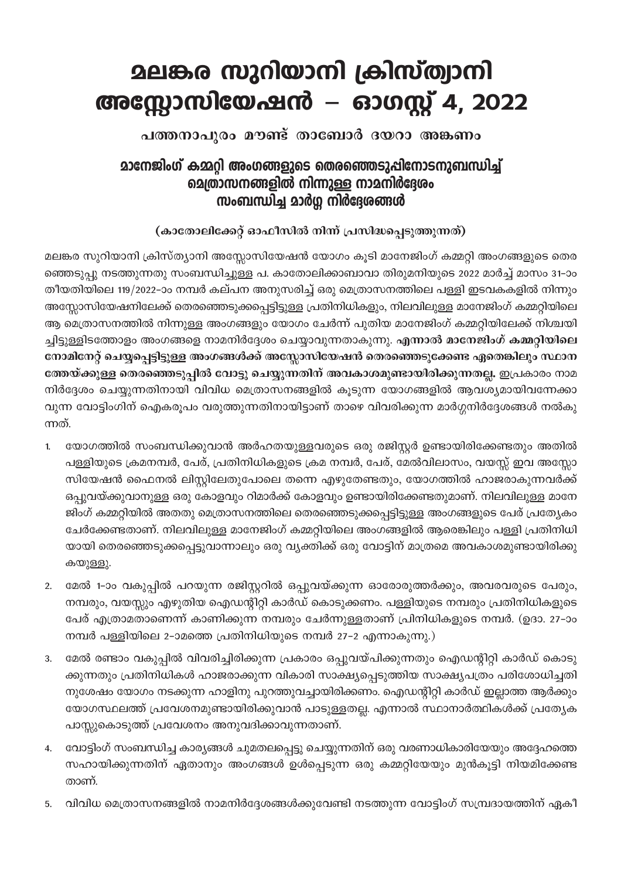# മലങ്കര സുറിയാനി ക്രിസ്ത്യാനി അസ്സോസിയേഷൻ – ഓഗസ്റ്റ് 4, 2022

### പത്തനാപുരം മൗണ്ട് താബോർ ദയറാ അങ്കണം

## മാനേജിംഗ് കമ്മറ്റി അംഗങ്ങളുടെ തെരഞ്ഞെടുപ്പിനോടനുബന്ധിച്ച് മെത്രാസനങ്ങളിൽ നിന്നുള്ള നാമനിർദ്ദേശം സംബന്ധിച്ച മാർഗ്ഗ നിർദ്ദേശങ്ങൾ

### (കാതോലിക്കേറ്റ് ഓഫീസിൽ നിന്ന് പ്രസിദ്ധപ്പെടുത്തുന്നത്)

മലങ്കര സുറിയാനി ക്രിസ്ത്യാനി അസ്സോസിയേഷൻ യോഗം കൂടി മാനേജിംഗ് കമ്മറ്റി അംഗങ്ങളുടെ തെരഞ്ഞെടുപ്പു നടത്തുന്നതു സംബന്ധിച്ചുള്ള പ. കാതോലിക്കാബാവാ തിരുമനിയുടെ 2022 മാർച്ച് മാസം 31-ാം തീയതിയിലെ 119/2022-ാം നമ്പർ കല്പന അനുസരിച്ച് ഒരു മെത്രാസനത്തിലെ പള്ളി ഇടവകകളിൽ നിന്നും അസ്സോസിയേഷനിലേക്ക് തെരഞ്ഞെടുക്കപ്പെട്ടിട്ടുള്ള പ്രതിനിധികളും, നിലവിലുള്ള മാനേജിംഗ് കമ്മറ്റിയിലെ ആ മെത്രാസനത്തിൽ നിന്നുള്ള അംഗങ്ങളും യോഗം ചേർന്ന് പുതിയ മാനേജിംഗ് കമ്മറ്റിയിലേക്ക് നിശ്ചയിച്ചിട്ടുള്ളിടത്തോളം അംഗങ്ങളെ നാമനിർദ്ദേശം ചെയ്യാവുന്നതാകുന്നു. **എന്നാൽ മാനേജിംഗ് കമ്മറ്റിയിലെ നോമിനേറ്റ് ചെയ്യപ്പെട്ടിട്ടുള്ള അംഗങ്ങൾക്ക് അസ്സോസിയേഷൻ തെരഞ്ഞെടുക്കേണ്ട ഏതെങ്കിലും സ്ഥാനത്തേയ്ക്കുള്ള തെരഞ്ഞെടുപ്പിൽ വോട്ടു ചെയ്യുന്നതിന് അവകാശമുണ്ടായിരിക്കുന്നതല്ല.** ഇപ്രകാരം നാമനിർദ്ദേശം ചെയ്യുന്നതിനായി വിവിധ മെത്രാസനങ്ങളിൽ കൂടുന്ന യോഗങ്ങളിൽ ആവശ്യമായിവന്നേക്കാവുന്ന വോട്ടിംഗിന് ഐകരൂപം വരുത്തുന്നതിനായിട്ടാണ് താഴെ വിവരിക്കുന്ന മാർഗ്ഗനിർദ്ദേശങ്ങൾ നൽകുന്നത്.

1. യോഗത്തിൽ സംബന്ധിക്കുവാൻ അർഹതയുള്ളവരുടെ ഒരു രജിസ്റ്റർ ഉണ്ടായിരിക്കേണ്ടതും അതിൽ പള്ളിയുടെ ക്രമനമ്പർ, പേര്, പ്രതിനിധികളുടെ ക്രമ നമ്പർ, പേര്, മേൽവിലാസം, വയസ്സ് ഇവ അസ്സോസിയേഷൻ ഫൈനൽ ലിസ്റ്റിലേതുപോലെ തന്നെ എഴുതേണ്ടതും, യോഗത്തിൽ ഹാജരാകുന്നവർക്ക് ഒപ്പുവയ്ക്കുവാനുള്ള ഒരു കോളവും റിമാർക്ക് കോളവും ഉണ്ടായിരിക്കേണ്ടതുമാണ്. നിലവിലുള്ള മാനേജിംഗ് കമ്മറ്റിയിൽ അതതു മെത്രാസനത്തിലെ തെരഞ്ഞെടുക്കപ്പെട്ടിട്ടുള്ള അംഗങ്ങളുടെ പേര് പ്രത്യേകം ചേർക്കേണ്ടതാണ്. നിലവിലുള്ള മാനേജിംഗ് കമ്മറ്റിയിലെ അംഗങ്ങളിൽ ആരെങ്കിലും പള്ളി പ്രതിനിധിയായി തെരഞ്ഞെടുക്കപ്പെട്ടുവന്നാലും ഒരു വ്യക്തിക്ക് ഒരു വോട്ടിന് മാത്രമെ അവകാശമുണ്ടായിരിക്കുകയുള്ളു.

2. മേൽ 1-ാം വകുപ്പിൽ പറയുന്ന രജിസ്റ്ററിൽ ഒപ്പുവയ്ക്കുന്ന ഓരോരുത്തർക്കും, അവരവരുടെ പേരും, നമ്പരും, വയസ്സും എഴുതിയ ഐഡന്റിറ്റി കാർഡ് കൊടുക്കണം. പള്ളിയുടെ നമ്പരും പ്രതിനിധികളുടെ പേര് എത്രാമതാണെന്ന് കാണിക്കുന്ന നമ്പരും ചേർന്നുള്ളതാണ് പ്രിനിധികളുടെ നമ്പർ. (ഉദാ. 27-ാം നമ്പർ പള്ളിയിലെ 2-ാമത്തെ പ്രതിനിധിയുടെ നമ്പർ 27-2 എന്നാകുന്നു.)

3. മേൽ രണ്ടാം വകുപ്പിൽ വിവരിച്ചിരിക്കുന്ന പ്രകാരം ഒപ്പുവയ്പിക്കുന്നതും ഐഡന്റിറ്റി കാർഡ് കൊടുക്കുന്നതും പ്രതിനിധികൾ ഹാജരാക്കുന്ന വികാരി സാക്ഷ്യപ്പെടുത്തിയ സാക്ഷ്യപത്രം പരിശോധിച്ചതിനുശേഷം യോഗം നടക്കുന്ന ഹാളിനു പുറത്തുവച്ചായിരിക്കണം. ഐഡന്റിറ്റി കാർഡ് ഇല്ലാത്ത ആർക്കും യോഗസ്ഥലത്ത് പ്രവേശനമുണ്ടായിരിക്കുവാൻ പാടുള്ളതല്ല. എന്നാൽ സ്ഥാനാർത്ഥികൾക്ക് പ്രത്യേക പാസ്സുകൊടുത്ത് പ്രവേശനം അനുവദിക്കാവുന്നതാണ്.

4. വോട്ടിംഗ് സംബന്ധിച്ച കാര്യങ്ങൾ ചുമതലപ്പെട്ടു ചെയ്യുന്നതിന് ഒരു വരണാധികാരിയേയും അദ്ദേഹത്തെ സഹായിക്കുന്നതിന് ഏതാനും അംഗങ്ങൾ ഉൾപ്പെടുന്ന ഒരു കമ്മറ്റിയേയും മുൻകൂട്ടി നിയമിക്കേണ്ടതാണ്.

5. വിവിധ മെത്രാസനങ്ങളിൽ നാമനിർദ്ദേശങ്ങൾക്കുവേണ്ടി നടത്തുന്ന വോട്ടിംഗ് സമ്പ്രദായത്തിന് ഏകീ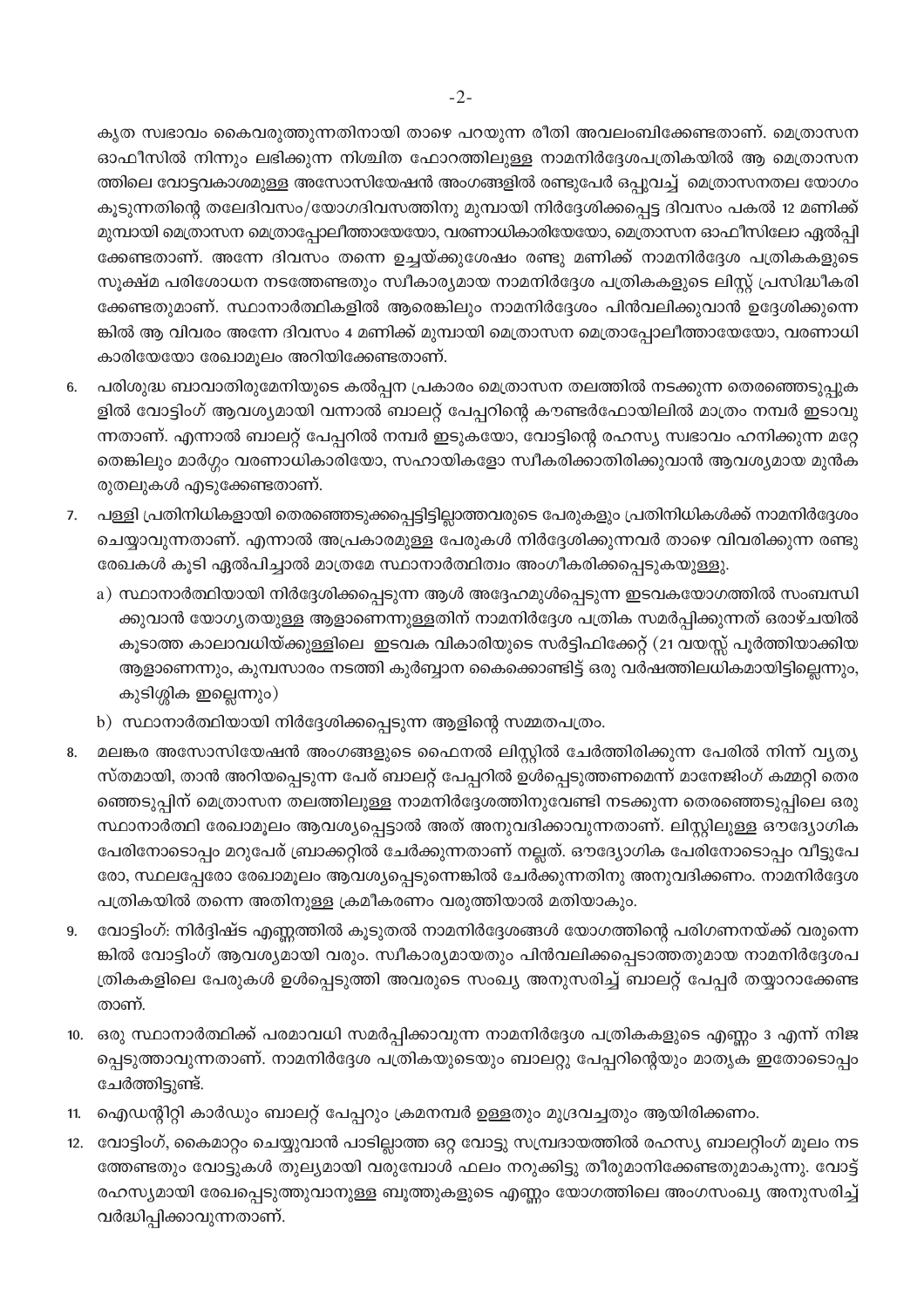കൃത സ്വഭാവം കൈവരുത്തുന്നതിനായി താഴെ പറയുന്ന രീതി അവലംബിക്കേണ്ടതാണ്. മെത്രാസന ഓഫീസിൽ നിന്നും ലഭിക്കുന്ന നിശ്ചിത ഫോറത്തിലുള്ള നാമനിർദ്ദേശപത്രികയിൽ ആ മെത്രാസന ത്തിലെ വോട്ടവകാശമുള്ള അസോസിയേഷൻ അംഗങ്ങളിൽ രണ്ടുപേർ ഒപ്പുവച്ച് മെത്രാസനതല യോഗം കൂടുന്നതിന്റെ തലേദിവസം/യോഗദിവസത്തിനു മുമ്പായി നിർദ്ദേശിക്കപ്പെട്ട ദിവസം പകൽ 12 മണിക്ക് മുമ്പായി മെത്രാസന മെത്രാപ്പോലീത്തായേയോ, വരണാധികാരിയേയോ, മെത്രാസന ഓഫീസിലോ ഏൽപ്പി ക്കേണ്ടതാണ്. അന്നേ ദിവസം തന്നെ ഉച്ചയ്ക്കുശേഷം രണ്ടു മണിക്ക് നാമനിർദ്ദേശ പത്രികകളുടെ സൂക്ഷ്മ പരിശോധന നടത്തേണ്ടതും സ്വീകാര്യമായ നാമനിർദ്ദേശ പത്രികകളുടെ ലിസ്റ്റ് പ്രസിദ്ധീകരി ക്കേണ്ടതുമാണ്. സ്ഥാനാർത്ഥികളിൽ ആരെങ്കിലും നാമനിർദ്ദേശം പിൻവലിക്കുവാൻ ഉദ്ദേശിക്കുന്നെ ങ്കിൽ ആ വിവരം അന്നേ ദിവസം 4 മണിക്ക് മുമ്പായി മെത്രാസന മെത്രാപ്പോലീത്തായേയോ, വരണാധി കാരിയേയോ രേഖാമൂലം അറിയിക്കേണ്ടതാണ്.

6. പരിശുദ്ധ ബാവാതിരുമേനിയുടെ കൽപ്പന പ്രകാരം മെത്രാസന തലത്തിൽ നടക്കുന്ന തെരഞ്ഞെടുപ്പുക ളിൽ വോട്ടിംഗ് ആവശ്യമായി വന്നാൽ ബാലറ്റ് പേപ്പറിന്റെ കൗണ്ടർഫോയിലിൽ മാത്രം നമ്പർ ഇടാവു ന്നതാണ്. എന്നാൽ ബാലറ്റ് പേപ്പറിൽ നമ്പർ ഇടുകയോ, വോട്ടിന്റെ രഹസ്യ സ്വഭാവം ഹനിക്കുന്ന മറ്റേ തെങ്കിലും മാർഗ്ഗം വരണാധികാരിയോ, സഹായികളോ സ്വീകരിക്കാതിരിക്കുവാൻ ആവശ്യമായ മുൻക രുതലുകൾ എടുക്കേണ്ടതാണ്.

7. പള്ളി പ്രതിനിധികളായി തെരഞ്ഞെടുക്കപ്പെട്ടിട്ടില്ലാത്തവരുടെ പേരുകളും പ്രതിനിധികൾക്ക് നാമനിർദ്ദേശം ചെയ്യാവുന്നതാണ്. എന്നാൽ അപ്രകാരമുള്ള പേരുകൾ നിർദ്ദേശിക്കുന്നവർ താഴെ വിവരിക്കുന്ന രണ്ടു രേഖകൾ കൂടി ഏൽപിച്ചാൽ മാത്രമേ സ്ഥാനാർത്ഥിത്വം അംഗീകരിക്കപ്പെടുകയുള്ളൂ.
   a) സ്ഥാനാർത്ഥിയായി നിർദ്ദേശിക്കപ്പെടുന്ന ആൾ അദ്ദേഹമുൾപ്പെടുന്ന ഇടവകയോഗത്തിൽ സംബന്ധി ക്കുവാൻ യോഗ്യതയുള്ള ആളാണെന്നുള്ളതിന് നാമനിർദ്ദേശ പത്രിക സമർപ്പിക്കുന്നത് ഒരാഴ്ചയിൽ കൂടാത്ത കാലാവധിയ്ക്കുള്ളിലെ ഇടവക വികാരിയുടെ സർട്ടിഫിക്കേറ്റ് (21 വയസ്സ് പൂർത്തിയാക്കിയ ആളാണെന്നും, കുമ്പസാരം നടത്തി കുർബ്ബാന കൈക്കൊണ്ടിട്ട് ഒരു വർഷത്തിലധികമായിട്ടില്ലെന്നും, കുടിശ്ശിക ഇല്ലെന്നും)
   b) സ്ഥാനാർത്ഥിയായി നിർദ്ദേശിക്കപ്പെടുന്ന ആളിന്റെ സമ്മതപത്രം.

8. മലങ്കര അസോസിയേഷൻ അംഗങ്ങളുടെ ഫൈനൽ ലിസ്റ്റിൽ ചേർത്തിരിക്കുന്ന പേരിൽ നിന്ന് വ്യത്യ സ്തമായി, താൻ അറിയപ്പെടുന്ന പേര് ബാലറ്റ് പേപ്പറിൽ ഉൾപ്പെടുത്തണമെന്ന് മാനേജിംഗ് കമ്മറ്റി തെര ഞ്ഞെടുപ്പിന് മെത്രാസന തലത്തിലുള്ള നാമനിർദ്ദേശത്തിനുവേണ്ടി നടക്കുന്ന തെരഞ്ഞെടുപ്പിലെ ഒരു സ്ഥാനാർത്ഥി രേഖാമൂലം ആവശ്യപ്പെട്ടാൽ അത് അനുവദിക്കാവുന്നതാണ്. ലിസ്റ്റിലുള്ള ഔദ്യോഗിക പേരിനോടൊപ്പം മറുപേര് ബ്രാക്കറ്റിൽ ചേർക്കുന്നതാണ് നല്ലത്. ഔദ്യോഗിക പേരിനോടൊപ്പം വീട്ടുപേ രോ, സ്ഥലപ്പേരോ രേഖാമൂലം ആവശ്യപ്പെടുന്നെങ്കിൽ ചേർക്കുന്നതിനു അനുവദിക്കണം. നാമനിർദ്ദേശ പത്രികയിൽ തന്നെ അതിനുള്ള ക്രമീകരണം വരുത്തിയാൽ മതിയാകും.

9. വോട്ടിംഗ്: നിർദ്ദിഷ്ട എണ്ണത്തിൽ കൂടുതൽ നാമനിർദ്ദേശങ്ങൾ യോഗത്തിന്റെ പരിഗണനയ്ക്ക് വരുന്നെ ങ്കിൽ വോട്ടിംഗ് ആവശ്യമായി വരും. സ്വീകാര്യമായതും പിൻവലിക്കപ്പെടാത്തതുമായ നാമനിർദ്ദേശപ ത്രികകളിലെ പേരുകൾ ഉൾപ്പെടുത്തി അവരുടെ സംഖ്യ അനുസരിച്ച് ബാലറ്റ് പേപ്പർ തയ്യാറാക്കേണ്ട താണ്.

10. ഒരു സ്ഥാനാർത്ഥിക്ക് പരമാവധി സമർപ്പിക്കാവുന്ന നാമനിർദ്ദേശ പത്രികകളുടെ എണ്ണം 3 എന്ന് നിജ പ്പെടുത്താവുന്നതാണ്. നാമനിർദ്ദേശ പത്രികയുടെയും ബാലറ്റു പേപ്പറിന്റെയും മാതൃക ഇതോടൊപ്പം ചേർത്തിട്ടുണ്ട്.

11. ഐഡന്റിറ്റി കാർഡും ബാലറ്റ് പേപ്പറും ക്രമനമ്പർ ഉള്ളതും മുദ്രവച്ചതും ആയിരിക്കണം.

12. വോട്ടിംഗ്, കൈമാറ്റം ചെയ്യുവാൻ പാടില്ലാത്ത ഒറ്റ വോട്ടു സമ്പ്രദായത്തിൽ രഹസ്യ ബാലറ്റിംഗ് മൂലം നട ത്തേണ്ടതും വോട്ടുകൾ തുല്യമായി വരുമ്പോൾ ഫലം നറുക്കിട്ടു തീരുമാനിക്കേണ്ടതുമാകുന്നു. വോട്ട് രഹസ്യമായി രേഖപ്പെടുത്തുവാനുള്ള ബൂത്തുകളുടെ എണ്ണം യോഗത്തിലെ അംഗസംഖ്യ അനുസരിച്ച് വർദ്ധിപ്പിക്കാവുന്നതാണ്.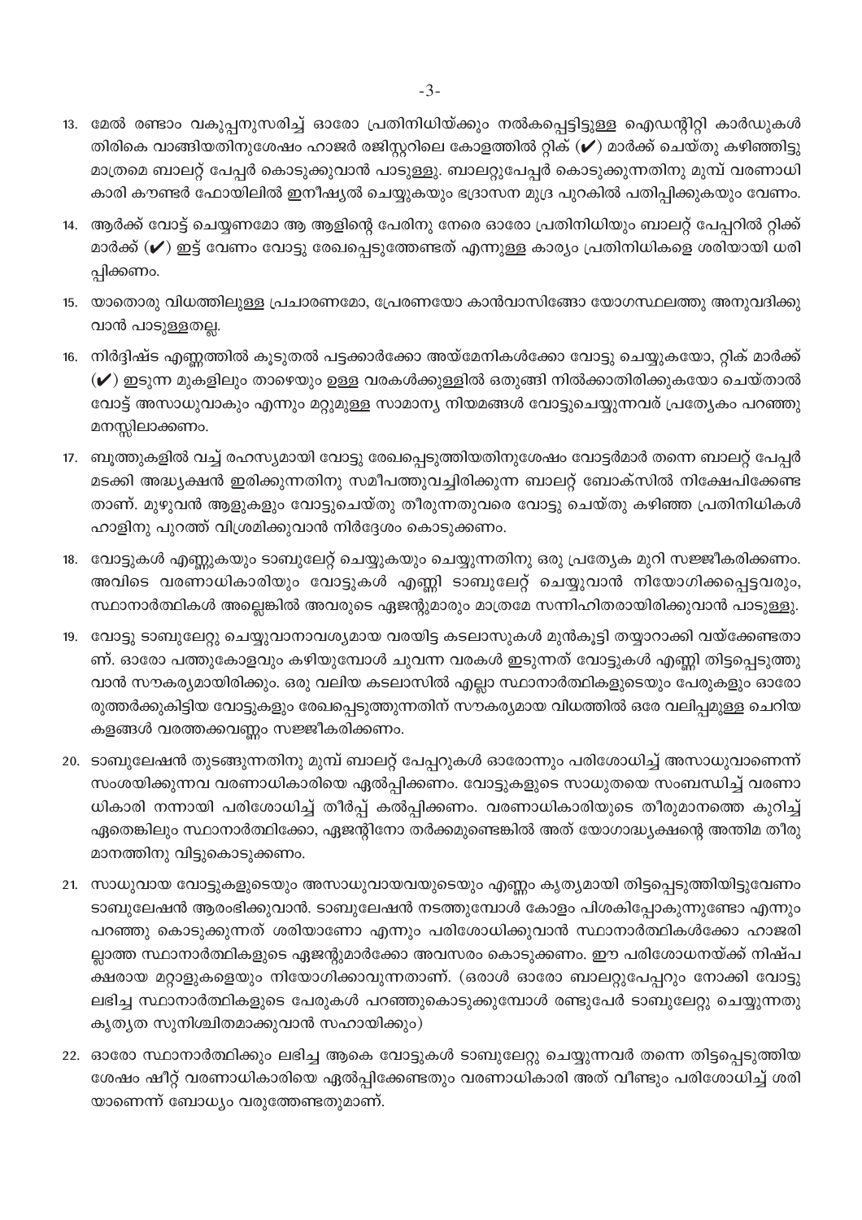13. മേൽ രണ്ടാം വകുപ്പനുസരിച്ച് ഓരോ പ്രതിനിധിയ്ക്കും നൽകപ്പെട്ടിട്ടുള്ള ഐഡന്റിറ്റി കാർഡുകൾ തിരികെ വാങ്ങിയതിനുശേഷം ഹാജർ രജിസ്റ്ററിലെ കോളത്തിൽ റ്റിക് (✔) മാർക്ക് ചെയ്തു കഴിഞ്ഞിട്ടു മാത്രമെ ബാലറ്റ് പേപ്പർ കൊടുക്കുവാൻ പാടുള്ളൂ. ബാലറ്റുപേപ്പർ കൊടുക്കുന്നതിനു മുമ്പ് വരണാധികാരി കൗണ്ടർ ഫോയിലിൽ ഇനീഷ്യൽ ചെയ്യുകയും ഭദ്രാസന മുദ്ര പുറകിൽ പതിപ്പിക്കുകയും വേണം.

14. ആർക്ക് വോട്ട് ചെയ്യണമോ ആ ആളിന്റെ പേരിനു നേരെ ഓരോ പ്രതിനിധിയും ബാലറ്റ് പേപ്പറിൽ റ്റിക്ക് മാർക്ക് (✔) ഇട്ട് വേണം വോട്ടു രേഖപ്പെടുത്തേണ്ടത് എന്നുള്ള കാര്യം പ്രതിനിധികളെ ശരിയായി ധരിപ്പിക്കണം.

15. യാതൊരു വിധത്തിലുള്ള പ്രചാരണമോ, പ്രേരണയോ കാൻവാസിങ്ങോ യോഗസ്ഥലത്തു അനുവദിക്കുവാൻ പാടുള്ളതല്ല.

16. നിർദ്ദിഷ്ട എണ്ണത്തിൽ കൂടുതൽ പട്ടക്കാർക്കോ അയ്മേനികൾക്കോ വോട്ടു ചെയ്യുകയോ, റ്റിക് മാർക്ക് (✔) ഇടുന്ന മുകളിലും താഴെയും ഉള്ള വരകൾക്കുള്ളിൽ ഒതുങ്ങി നിൽക്കാതിരിക്കുകയോ ചെയ്താൽ വോട്ട് അസാധുവാകും എന്നും മറ്റുമുള്ള സാമാന്യ നിയമങ്ങൾ വോട്ടുചെയ്യുന്നവര് പ്രത്യേകം പറഞ്ഞു മനസ്സിലാക്കണം.

17. ബൂത്തുകളിൽ വച്ച് രഹസ്യമായി വോട്ടു രേഖപ്പെടുത്തിയതിനുശേഷം വോട്ടർമാർ തന്നെ ബാലറ്റ് പേപ്പർ മടക്കി അദ്ധ്യക്ഷൻ ഇരിക്കുന്നതിനു സമീപത്തുവച്ചിരിക്കുന്ന ബാലറ്റ് ബോക്സിൽ നിക്ഷേപിക്കേണ്ടതാണ്. മുഴുവൻ ആളുകളും വോട്ടുചെയ്തു തീരുന്നതുവരെ വോട്ടു ചെയ്തു കഴിഞ്ഞ പ്രതിനിധികൾ ഹാളിനു പുറത്ത് വിശ്രമിക്കുവാൻ നിർദ്ദേശം കൊടുക്കണം.

18. വോട്ടുകൾ എണ്ണുകയും ടാബുലേറ്റ് ചെയ്യുകയും ചെയ്യുന്നതിനു ഒരു പ്രത്യേക മുറി സജ്ജീകരിക്കണം. അവിടെ വരണാധികാരിയും വോട്ടുകൾ എണ്ണി ടാബുലേറ്റ് ചെയ്യുവാൻ നിയോഗിക്കപ്പെട്ടവരും, സ്ഥാനാർത്ഥികൾ അല്ലെങ്കിൽ അവരുടെ ഏജന്റുമാരും മാത്രമേ സന്നിഹിതരായിരിക്കുവാൻ പാടുള്ളൂ.

19. വോട്ടു ടാബുലേറ്റു ചെയ്യുവാനാവശ്യമായ വരയിട്ട കടലാസുകൾ മുൻകൂട്ടി തയ്യാറാക്കി വയ്ക്കേണ്ടതാണ്. ഓരോ പത്തുകോളവും കഴിയുമ്പോൾ ചുവന്ന വരകൾ ഇടുന്നത് വോട്ടുകൾ എണ്ണി തിട്ടപ്പെടുത്തുവാൻ സൗകര്യമായിരിക്കും. ഒരു വലിയ കടലാസിൽ എല്ലാ സ്ഥാനാർത്ഥികളുടെയും പേരുകളും ഓരോരുത്തർക്കുകിട്ടിയ വോട്ടുകളും രേഖപ്പെടുത്തുന്നതിന് സൗകര്യമായ വിധത്തിൽ ഒരേ വലിപ്പമുള്ള ചെറിയ കളങ്ങൾ വരത്തക്കവണ്ണം സജ്ജീകരിക്കണം.

20. ടാബുലേഷൻ തുടങ്ങുന്നതിനു മുമ്പ് ബാലറ്റ് പേപ്പറുകൾ ഓരോന്നും പരിശോധിച്ച് അസാധുവാണെന്ന് സംശയിക്കുന്നവ വരണാധികാരിയെ ഏൽപ്പിക്കണം. വോട്ടുകളുടെ സാധുതയെ സംബന്ധിച്ച് വരണാധികാരി നന്നായി പരിശോധിച്ച് തീർപ്പ് കൽപ്പിക്കണം. വരണാധികാരിയുടെ തീരുമാനത്തെ കുറിച്ച് ഏതെങ്കിലും സ്ഥാനാർത്ഥിക്കോ, ഏജന്റിനോ തർക്കമുണ്ടെങ്കിൽ അത് യോഗാദ്ധ്യക്ഷന്റെ അന്തിമ തീരുമാനത്തിനു വിട്ടുകൊടുക്കണം.

21. സാധുവായ വോട്ടുകളുടെയും അസാധുവായവയുടെയും എണ്ണം കൃത്യമായി തിട്ടപ്പെടുത്തിയിട്ടുവേണം ടാബുലേഷൻ ആരംഭിക്കുവാൻ. ടാബുലേഷൻ നടത്തുമ്പോൾ കോളം പിശകിപ്പോകുന്നുണ്ടോ എന്നും പറഞ്ഞു കൊടുക്കുന്നത് ശരിയാണോ എന്നും പരിശോധിക്കുവാൻ സ്ഥാനാർത്ഥികൾക്കോ ഹാജരില്ലാത്ത സ്ഥാനാർത്ഥികളുടെ ഏജന്റുമാർക്കോ അവസരം കൊടുക്കണം. ഈ പരിശോധനയ്ക്ക് നിഷ്പക്ഷരായ മറ്റാളുകളെയും നിയോഗിക്കാവുന്നതാണ്. (ഒരാൾ ഓരോ ബാലറ്റുപേപ്പറും നോക്കി വോട്ടു ലഭിച്ച സ്ഥാനാർത്ഥികളുടെ പേരുകൾ പറഞ്ഞുകൊടുക്കുമ്പോൾ രണ്ടുപേർ ടാബുലേറ്റു ചെയ്യുന്നതു കൃത്യത സുനിശ്ചിതമാക്കുവാൻ സഹായിക്കും)

22. ഓരോ സ്ഥാനാർത്ഥിക്കും ലഭിച്ച ആകെ വോട്ടുകൾ ടാബുലേറ്റു ചെയ്യുന്നവർ തന്നെ തിട്ടപ്പെടുത്തിയ ശേഷം ഷീറ്റ് വരണാധികാരിയെ ഏൽപ്പിക്കേണ്ടതും വരണാധികാരി അത് വീണ്ടും പരിശോധിച്ച് ശരിയാണെന്ന് ബോധ്യം വരുത്തേണ്ടതുമാണ്.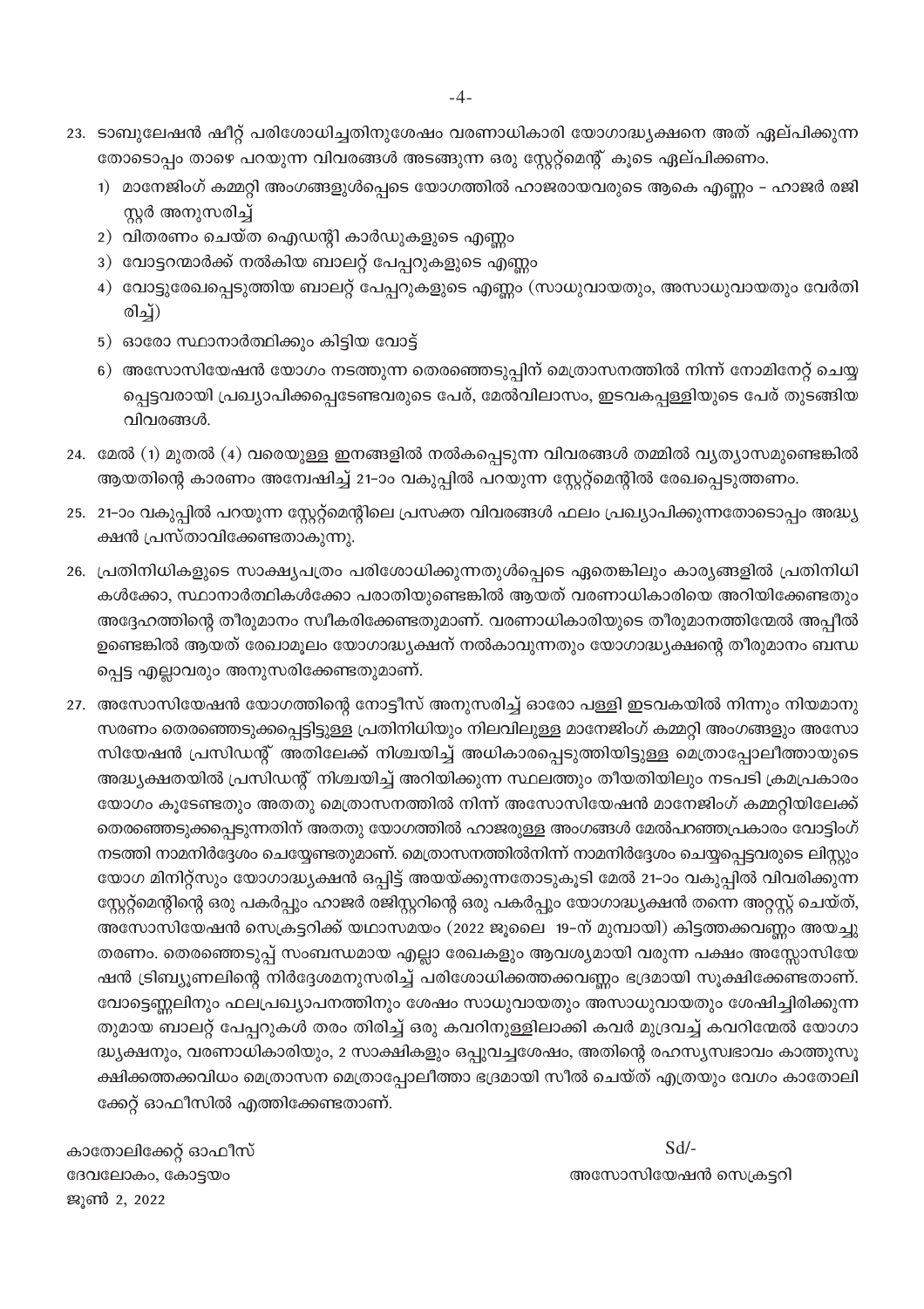23. ടാബുലേഷൻ ഷീറ്റ് പരിശോധിച്ചതിനുശേഷം വരണാധികാരി യോഗാദ്ധ്യക്ഷനെ അത് ഏല്പിക്കുന്ന തോടൊപ്പം താഴെ പറയുന്ന വിവരങ്ങൾ അടങ്ങുന്ന ഒരു സ്റ്റേറ്റ്മെന്റ് കൂടെ ഏല്പിക്കണം.
    1) മാനേജിംഗ് കമ്മറ്റി അംഗങ്ങളുൾപ്പെടെ യോഗത്തിൽ ഹാജരായവരുടെ ആകെ എണ്ണം – ഹാജർ രജിസ്റ്റർ അനുസരിച്ച്
    2) വിതരണം ചെയ്ത ഐഡന്റി കാർഡുകളുടെ എണ്ണം
    3) വോട്ടറന്മാർക്ക് നൽകിയ ബാലറ്റ് പേപ്പറുകളുടെ എണ്ണം
    4) വോട്ടുരേഖപ്പെടുത്തിയ ബാലറ്റ് പേപ്പറുകളുടെ എണ്ണം (സാധുവായതും, അസാധുവായതും വേർതിരിച്ച്)
    5) ഓരോ സ്ഥാനാർത്ഥിക്കും കിട്ടിയ വോട്ട്
    6) അസോസിയേഷൻ യോഗം നടത്തുന്ന തെരഞ്ഞെടുപ്പിന് മെത്രാസനത്തിൽ നിന്ന് നോമിനേറ്റ് ചെയ്യപ്പെട്ടവരായി പ്രഖ്യാപിക്കപ്പെടേണ്ടവരുടെ പേര്, മേൽവിലാസം, ഇടവകപ്പള്ളിയുടെ പേര് തുടങ്ങിയ വിവരങ്ങൾ.

24. മേൽ (1) മുതൽ (4) വരെയുള്ള ഇനങ്ങളിൽ നൽകപ്പെടുന്ന വിവരങ്ങൾ തമ്മിൽ വ്യത്യാസമുണ്ടെങ്കിൽ ആയതിന്റെ കാരണം അന്വേഷിച്ച് 21-ാം വകുപ്പിൽ പറയുന്ന സ്റ്റേറ്റ്മെന്റിൽ രേഖപ്പെടുത്തണം.

25. 21-ാം വകുപ്പിൽ പറയുന്ന സ്റ്റേറ്റ്മെന്റിലെ പ്രസക്ത വിവരങ്ങൾ ഫലം പ്രഖ്യാപിക്കുന്നതോടൊപ്പം അദ്ധ്യക്ഷൻ പ്രസ്താവിക്കേണ്ടതാകുന്നു.

26. പ്രതിനിധികളുടെ സാക്ഷ്യപത്രം പരിശോധിക്കുന്നതുൾപ്പെടെ ഏതെങ്കിലും കാര്യങ്ങളിൽ പ്രതിനിധികൾക്കോ, സ്ഥാനാർത്ഥികൾക്കോ പരാതിയുണ്ടെങ്കിൽ ആയത് വരണാധികാരിയെ അറിയിക്കേണ്ടതും അദ്ദേഹത്തിന്റെ തീരുമാനം സ്വീകരിക്കേണ്ടതുമാണ്. വരണാധികാരിയുടെ തീരുമാനത്തിന്മേൽ അപ്പീൽ ഉണ്ടെങ്കിൽ ആയത് രേഖാമൂലം യോഗാദ്ധ്യക്ഷന് നൽകാവുന്നതും യോഗാദ്ധ്യക്ഷന്റെ തീരുമാനം ബന്ധപ്പെട്ട എല്ലാവരും അനുസരിക്കേണ്ടതുമാണ്.

27. അസോസിയേഷൻ യോഗത്തിന്റെ നോട്ടീസ് അനുസരിച്ച് ഓരോ പള്ളി ഇടവകയിൽ നിന്നും നിയമാനുസരണം തെരഞ്ഞെടുക്കപ്പെട്ടിട്ടുള്ള പ്രതിനിധിയും നിലവിലുള്ള മാനേജിംഗ് കമ്മറ്റി അംഗങ്ങളും അസോസിയേഷൻ പ്രസിഡന്റ് അതിലേക്ക് നിശ്ചയിച്ച് അധികാരപ്പെടുത്തിയിട്ടുള്ള മെത്രാപ്പോലീത്തായുടെ അദ്ധ്യക്ഷതയിൽ പ്രസിഡന്റ് നിശ്ചയിച്ച് അറിയിക്കുന്ന സ്ഥലത്തും തീയതിയിലും നടപടി ക്രമപ്രകാരം യോഗം കൂടേണ്ടതും അതതു മെത്രാസനത്തിൽ നിന്ന് അസോസിയേഷൻ മാനേജിംഗ് കമ്മറ്റിയിലേക്ക് തെരഞ്ഞെടുക്കപ്പെടുന്നതിന് അതതു യോഗത്തിൽ ഹാജരുള്ള അംഗങ്ങൾ മേൽപറഞ്ഞപ്രകാരം വോട്ടിംഗ് നടത്തി നാമനിർദ്ദേശം ചെയ്യേണ്ടതുമാണ്. മെത്രാസനത്തിൽനിന്ന് നാമനിർദ്ദേശം ചെയ്യപ്പെട്ടവരുടെ ലിസ്റ്റും യോഗ മിനിറ്റ്സും യോഗാദ്ധ്യക്ഷൻ ഒപ്പിട്ട് അയയ്ക്കുന്നതോടുകൂടി മേൽ 21-ാം വകുപ്പിൽ വിവരിക്കുന്ന സ്റ്റേറ്റ്മെന്റിന്റെ ഒരു പകർപ്പും ഹാജർ രജിസ്റ്ററിന്റെ ഒരു പകർപ്പും യോഗാദ്ധ്യക്ഷൻ തന്നെ അറ്റസ്റ്റ് ചെയ്ത്, അസോസിയേഷൻ സെക്രട്ടറിക്ക് യഥാസമയം (2022 ജൂലൈ 19-ന് മുമ്പായി) കിട്ടത്തക്കവണ്ണം അയച്ചു തരണം. തെരഞ്ഞെടുപ്പ് സംബന്ധമായ എല്ലാ രേഖകളും ആവശ്യമായി വരുന്ന പക്ഷം അസ്സോസിയേഷൻ ട്രിബ്യൂണലിന്റെ നിർദ്ദേശമനുസരിച്ച് പരിശോധിക്കത്തക്കവണ്ണം ഭദ്രമായി സൂക്ഷിക്കേണ്ടതാണ്. വോട്ടെണ്ണലിനും ഫലപ്രഖ്യാപനത്തിനും ശേഷം സാധുവായതും അസാധുവായതും ശേഷിച്ചിരിക്കുന്നതുമായ ബാലറ്റ് പേപ്പറുകൾ തരം തിരിച്ച് ഒരു കവറിനുള്ളിലാക്കി കവർ മുദ്രവച്ച് കവറിന്മേൽ യോഗാദ്ധ്യക്ഷനും, വരണാധികാരിയും, 2 സാക്ഷികളും ഒപ്പുവച്ചശേഷം, അതിന്റെ രഹസ്യസ്വഭാവം കാത്തുസൂക്ഷിക്കത്തക്കവിധം മെത്രാസന മെത്രാപ്പോലീത്താ ഭദ്രമായി സീൽ ചെയ്ത് എത്രയും വേഗം കാതോലിക്കേറ്റ് ഓഫീസിൽ എത്തിക്കേണ്ടതാണ്.

കാതോലിക്കേറ്റ് ഓഫീസ്
ദേവലോകം, കോട്ടയം
ജൂൺ 2, 2022

Sd/-
അസോസിയേഷൻ സെക്രട്ടറി